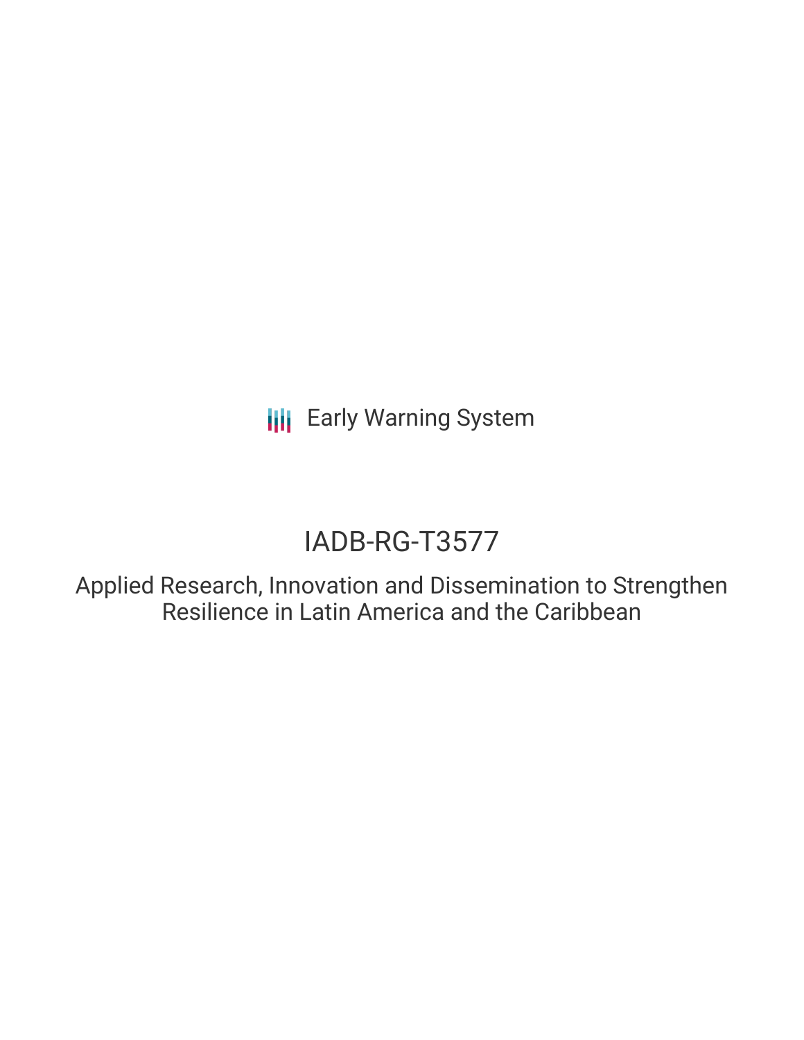Early Warning System

# IADB-RG-T3577

## Applied Research, Innovation and Dissemination to Strengthen Resilience in Latin America and the Caribbean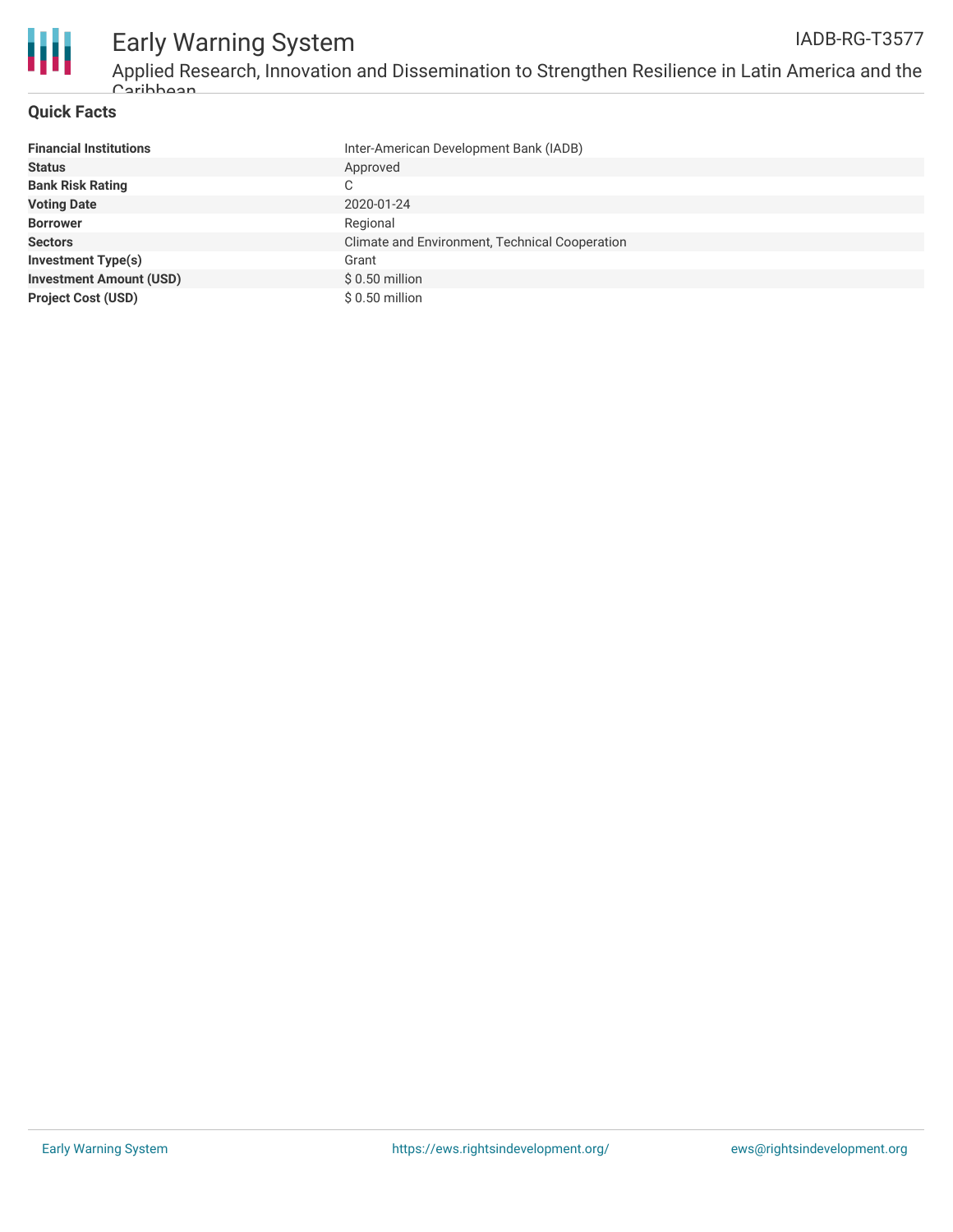## Quick Facts

| | |
|---|---|
| **Financial Institutions** | Inter-American Development Bank (IADB) |
| **Status** | Approved |
| **Bank Risk Rating** | C |
| **Voting Date** | 2020-01-24 |
| **Borrower** | Regional |
| **Sectors** | Climate and Environment, Technical Cooperation |
| **Investment Type(s)** | Grant |
| **Investment Amount (USD)** | $ 0.50 million |
| **Project Cost (USD)** | $ 0.50 million |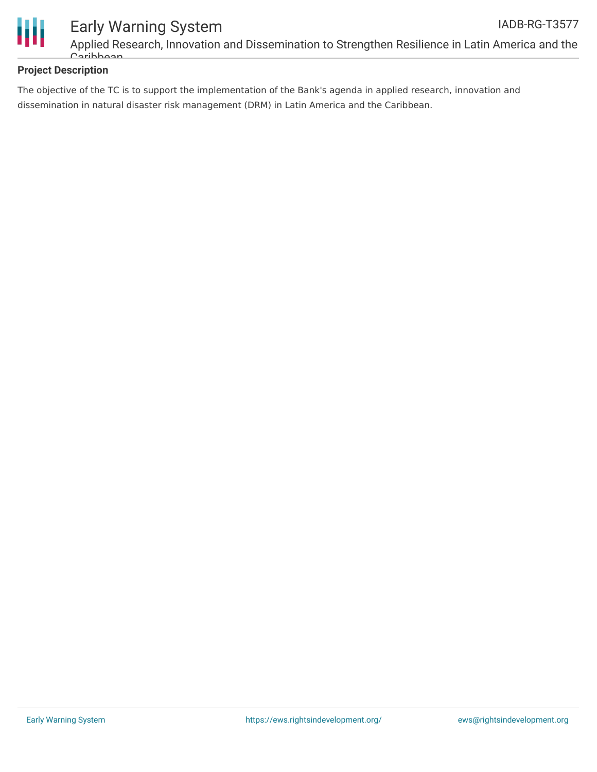## Project Description

The objective of the TC is to support the implementation of the Bank's agenda in applied research, innovation and dissemination in natural disaster risk management (DRM) in Latin America and the Caribbean.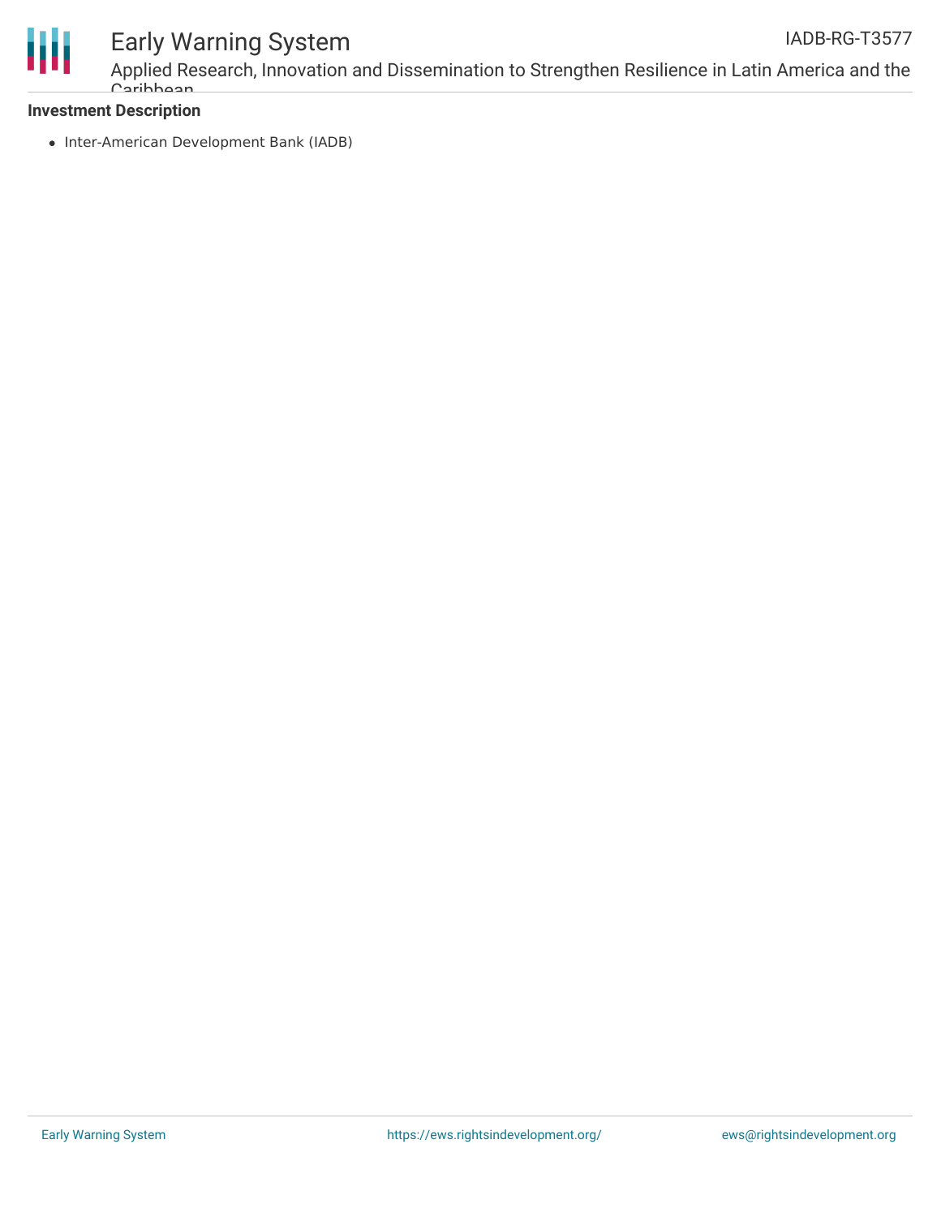### Investment Description

- Inter-American Development Bank (IADB)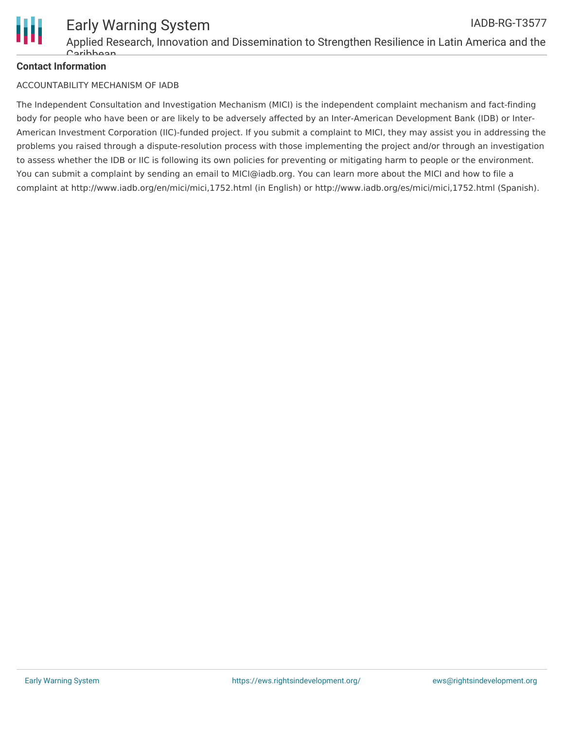**Contact Information**

ACCOUNTABILITY MECHANISM OF IADB

The Independent Consultation and Investigation Mechanism (MICI) is the independent complaint mechanism and fact-finding body for people who have been or are likely to be adversely affected by an Inter-American Development Bank (IDB) or Inter-American Investment Corporation (IIC)-funded project. If you submit a complaint to MICI, they may assist you in addressing the problems you raised through a dispute-resolution process with those implementing the project and/or through an investigation to assess whether the IDB or IIC is following its own policies for preventing or mitigating harm to people or the environment. You can submit a complaint by sending an email to MICI@iadb.org. You can learn more about the MICI and how to file a complaint at http://www.iadb.org/en/mici/mici,1752.html (in English) or http://www.iadb.org/es/mici/mici,1752.html (Spanish).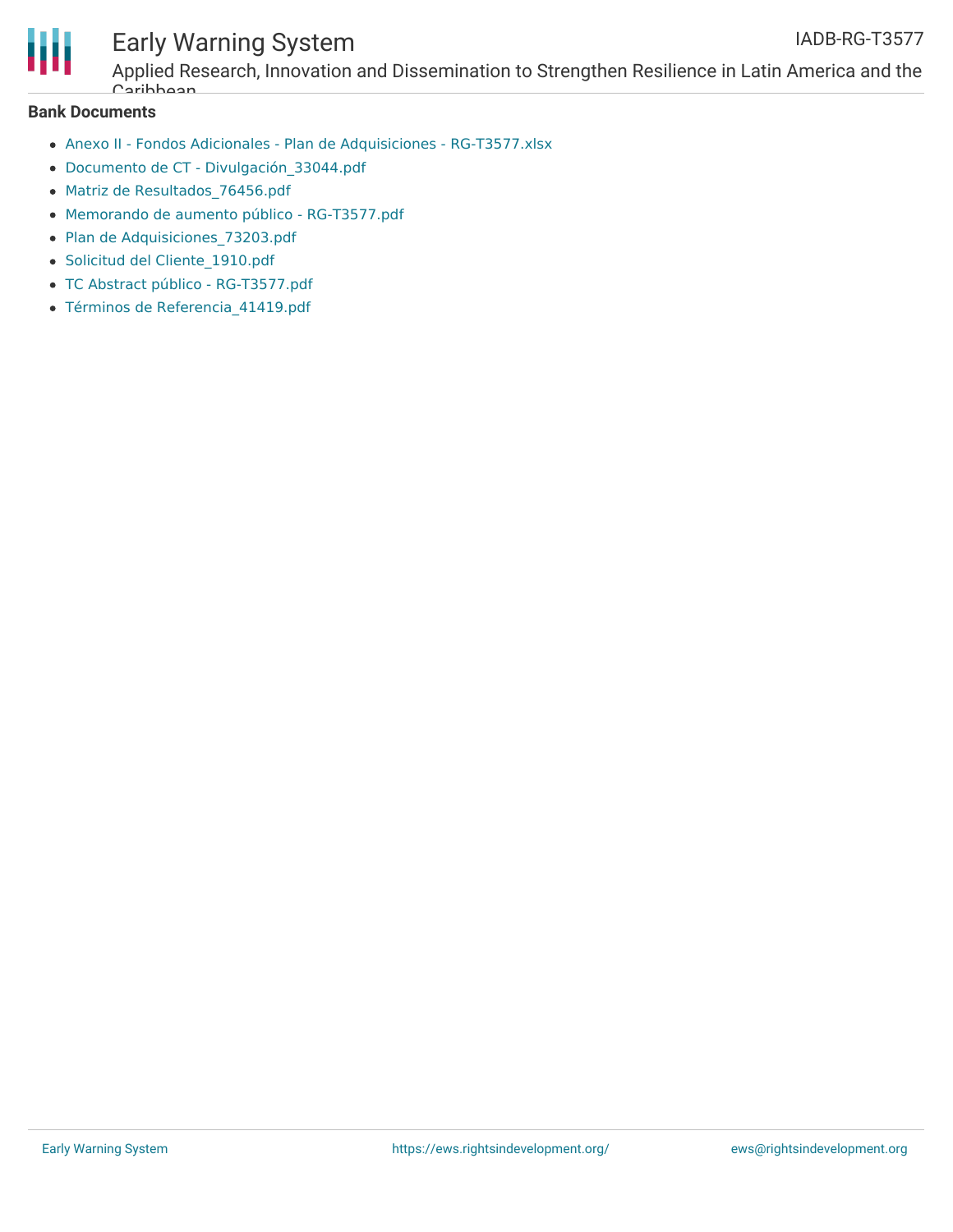**Bank Documents**

- Anexo II - Fondos Adicionales - Plan de Adquisiciones - RG-T3577.xlsx
- Documento de CT - Divulgación_33044.pdf
- Matriz de Resultados_76456.pdf
- Memorando de aumento público - RG-T3577.pdf
- Plan de Adquisiciones_73203.pdf
- Solicitud del Cliente_1910.pdf
- TC Abstract público - RG-T3577.pdf
- Términos de Referencia_41419.pdf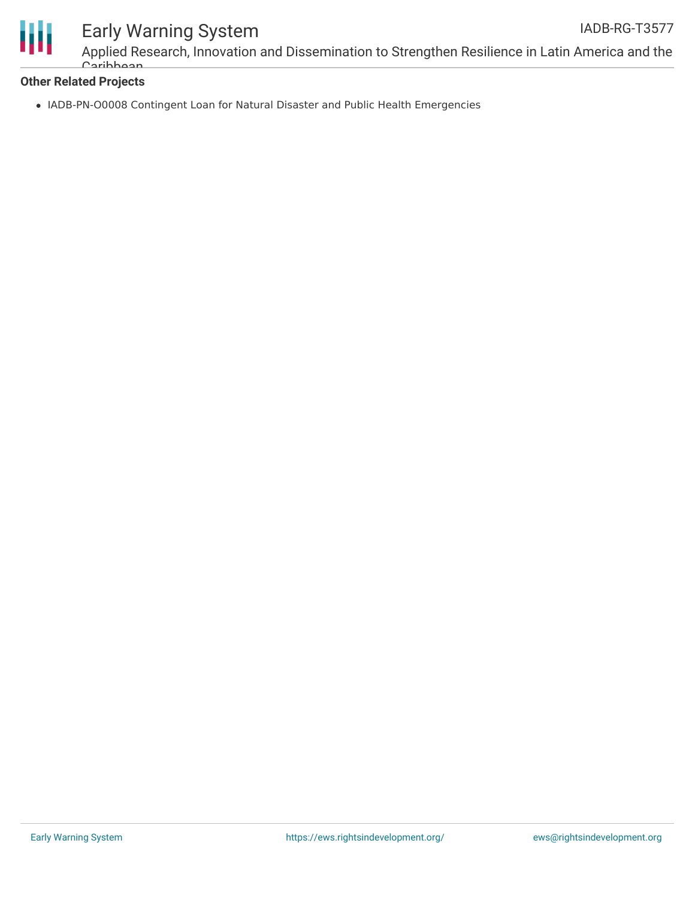**Other Related Projects**

- IADB-PN-O0008 Contingent Loan for Natural Disaster and Public Health Emergencies